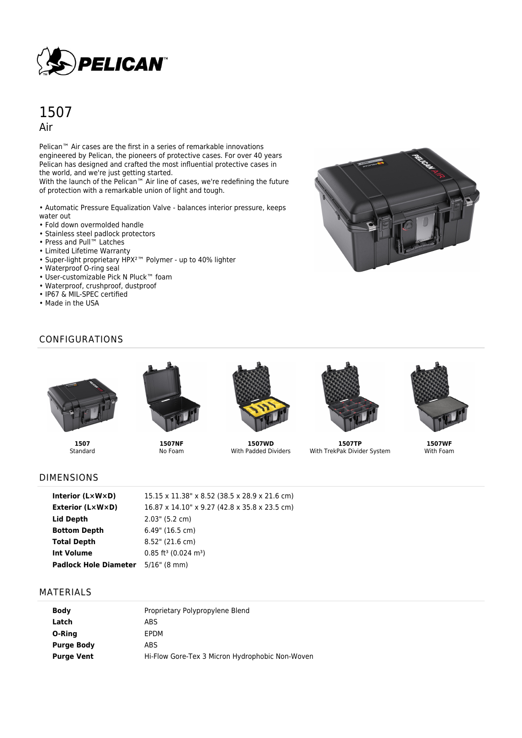# 1507

## Air

Pelican™ Air cases are the first in a series of remarkable innovations engineered by Pelican, the pioneers of protective cases. For over 40 years Pelican has designed and crafted the most influential protective cases in the world, and we're just getting started.
With the launch of the Pelican™ Air line of cases, we're redefining the future of protection with a remarkable union of light and tough.

- Automatic Pressure Equalization Valve - balances interior pressure, keeps water out
- Fold down overmolded handle
- Stainless steel padlock protectors
- Press and Pull™ Latches
- Limited Lifetime Warranty
- Super-light proprietary HPX²™ Polymer - up to 40% lighter
- Waterproof O-ring seal
- User-customizable Pick N Pluck™ foam
- Waterproof, crushproof, dustproof
- IP67 & MIL-SPEC certified
- Made in the USA

## CONFIGURATIONS

**1507**
Standard

**1507NF**
No Foam

**1507WD**
With Padded Dividers

**1507TP**
With TrekPak Divider System

**1507WF**
With Foam

## DIMENSIONS

| | |
|---|---|
| **Interior (L×W×D)** | 15.15 x 11.38" x 8.52 (38.5 x 28.9 x 21.6 cm) |
| **Exterior (L×W×D)** | 16.87 x 14.10" x 9.27 (42.8 x 35.8 x 23.5 cm) |
| **Lid Depth** | 2.03" (5.2 cm) |
| **Bottom Depth** | 6.49" (16.5 cm) |
| **Total Depth** | 8.52" (21.6 cm) |
| **Int Volume** | 0.85 ft³ (0.024 m³) |
| **Padlock Hole Diameter** | 5/16" (8 mm) |

## MATERIALS

| | |
|---|---|
| **Body** | Proprietary Polypropylene Blend |
| **Latch** | ABS |
| **O-Ring** | EPDM |
| **Purge Body** | ABS |
| **Purge Vent** | Hi-Flow Gore-Tex 3 Micron Hydrophobic Non-Woven |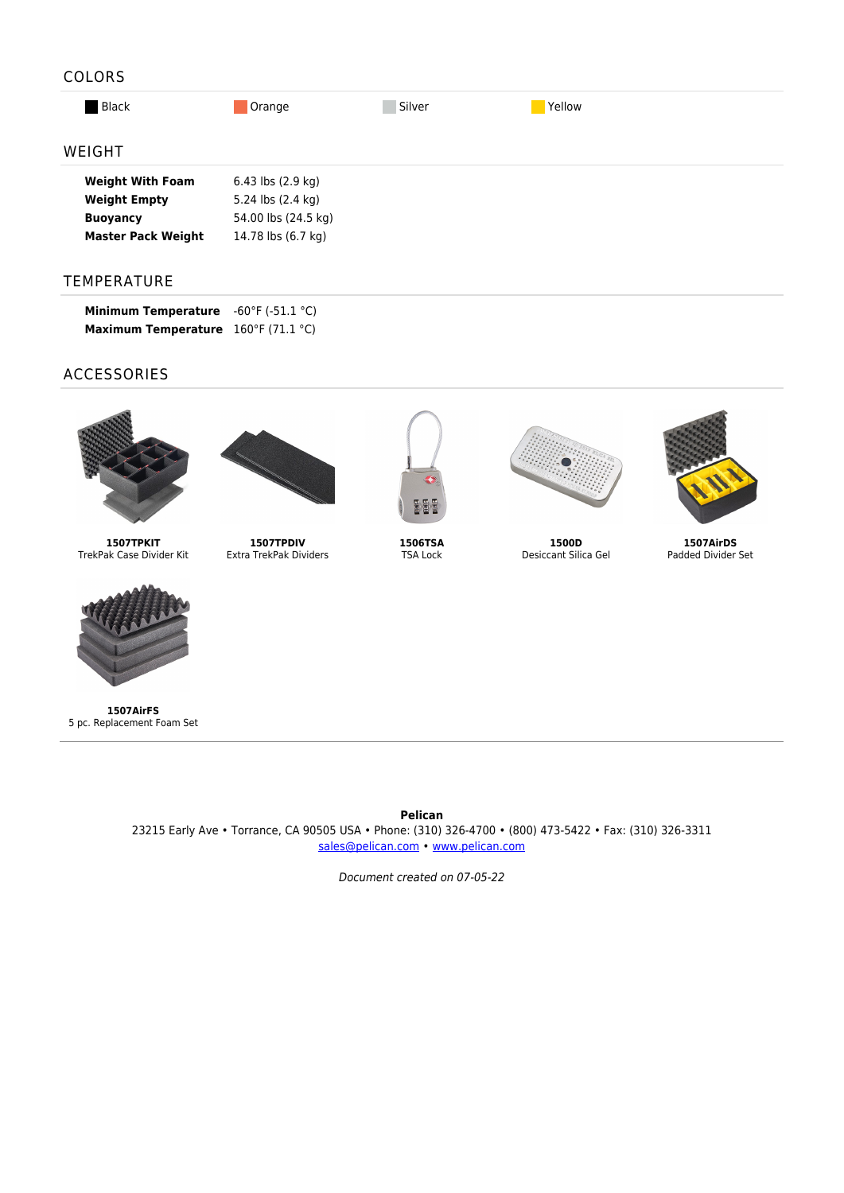## COLORS

Black  
Orange  
Silver  
Yellow

## WEIGHT

| | |
|---|---|
| **Weight With Foam** | 6.43 lbs (2.9 kg) |
| **Weight Empty** | 5.24 lbs (2.4 kg) |
| **Buoyancy** | 54.00 lbs (24.5 kg) |
| **Master Pack Weight** | 14.78 lbs (6.7 kg) |

## TEMPERATURE

| | |
|---|---|
| **Minimum Temperature** | -60°F (-51.1 °C) |
| **Maximum Temperature** | 160°F (71.1 °C) |

## ACCESSORIES

**1507TPKIT**  
TrekPak Case Divider Kit

**1507TPDIV**  
Extra TrekPak Dividers

**1506TSA**  
TSA Lock

**1500D**  
Desiccant Silica Gel

**1507AirDS**  
Padded Divider Set

**1507AirFS**  
5 pc. Replacement Foam Set

**Pelican**  
23215 Early Ave • Torrance, CA 90505 USA • Phone: (310) 326-4700 • (800) 473-5422 • Fax: (310) 326-3311  
sales@pelican.com • www.pelican.com

*Document created on 07-05-22*